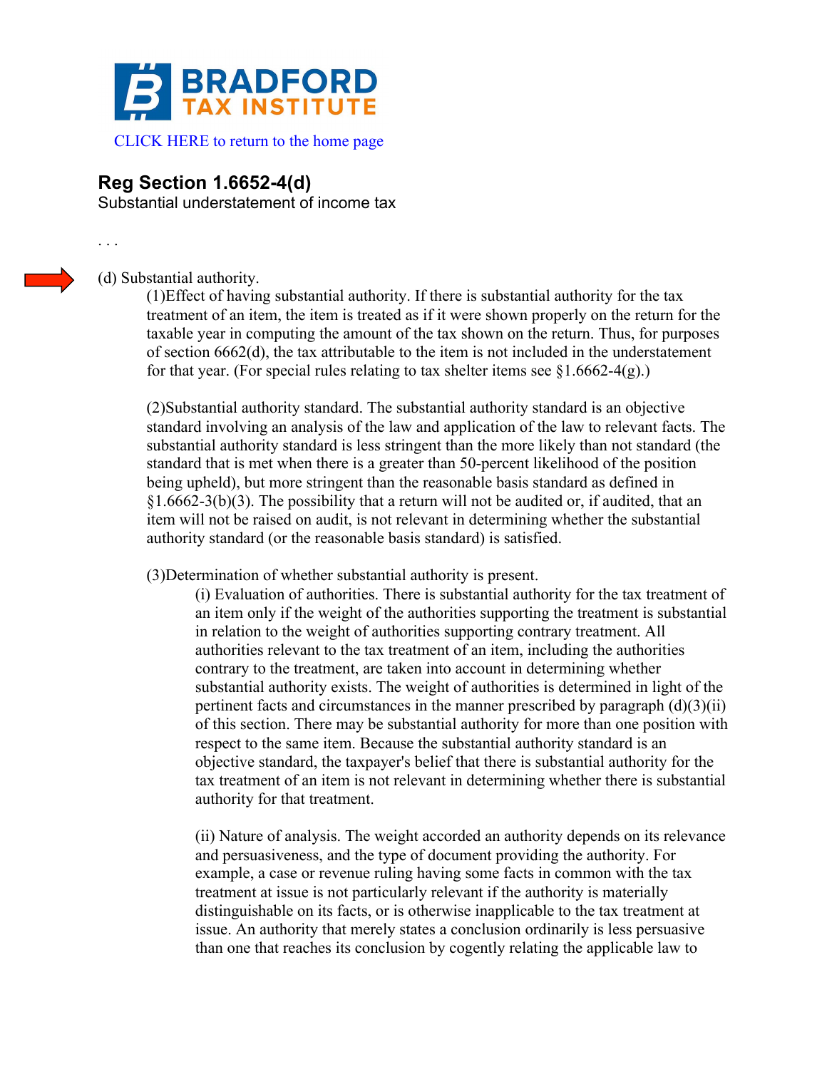# BRADFORD TAX INSTITUTE

CLICK HERE to return to the home page

## Reg Section 1.6652-4(d)

Substantial understatement of income tax

. . .

(d) Substantial authority.

(1)Effect of having substantial authority. If there is substantial authority for the tax treatment of an item, the item is treated as if it were shown properly on the return for the taxable year in computing the amount of the tax shown on the return. Thus, for purposes of section 6662(d), the tax attributable to the item is not included in the understatement for that year. (For special rules relating to tax shelter items see §1.6662-4(g).)

(2)Substantial authority standard. The substantial authority standard is an objective standard involving an analysis of the law and application of the law to relevant facts. The substantial authority standard is less stringent than the more likely than not standard (the standard that is met when there is a greater than 50-percent likelihood of the position being upheld), but more stringent than the reasonable basis standard as defined in §1.6662-3(b)(3). The possibility that a return will not be audited or, if audited, that an item will not be raised on audit, is not relevant in determining whether the substantial authority standard (or the reasonable basis standard) is satisfied.

(3)Determination of whether substantial authority is present.

(i) Evaluation of authorities. There is substantial authority for the tax treatment of an item only if the weight of the authorities supporting the treatment is substantial in relation to the weight of authorities supporting contrary treatment. All authorities relevant to the tax treatment of an item, including the authorities contrary to the treatment, are taken into account in determining whether substantial authority exists. The weight of authorities is determined in light of the pertinent facts and circumstances in the manner prescribed by paragraph (d)(3)(ii) of this section. There may be substantial authority for more than one position with respect to the same item. Because the substantial authority standard is an objective standard, the taxpayer's belief that there is substantial authority for the tax treatment of an item is not relevant in determining whether there is substantial authority for that treatment.

(ii) Nature of analysis. The weight accorded an authority depends on its relevance and persuasiveness, and the type of document providing the authority. For example, a case or revenue ruling having some facts in common with the tax treatment at issue is not particularly relevant if the authority is materially distinguishable on its facts, or is otherwise inapplicable to the tax treatment at issue. An authority that merely states a conclusion ordinarily is less persuasive than one that reaches its conclusion by cogently relating the applicable law to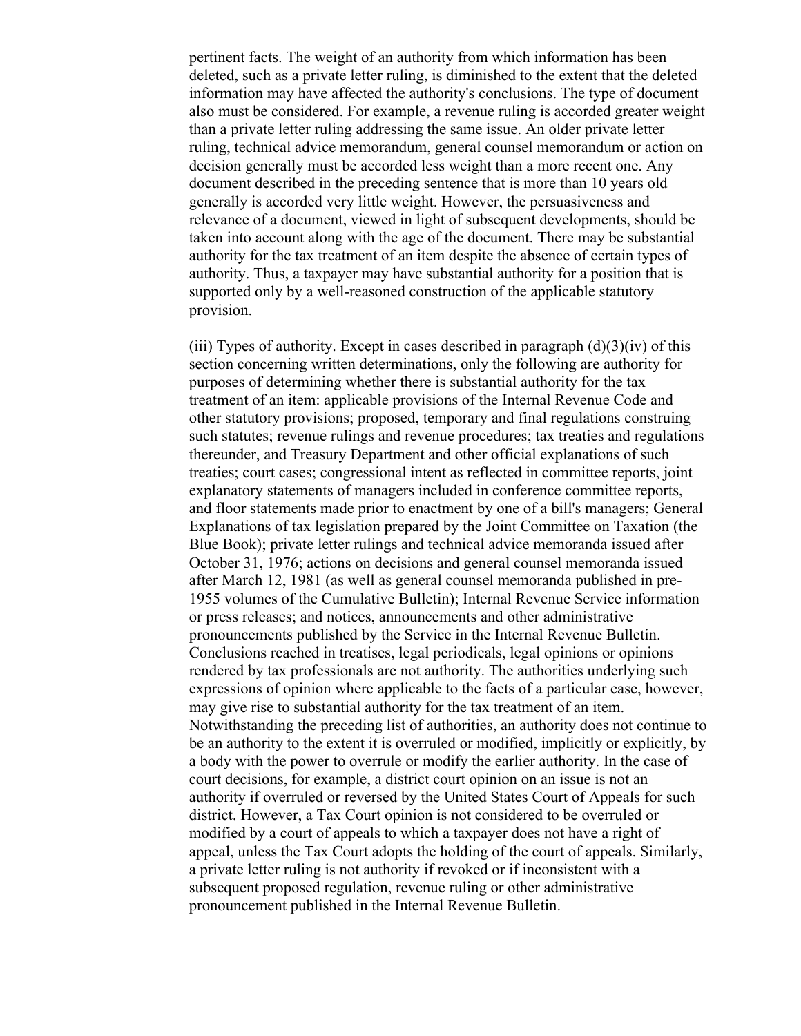pertinent facts. The weight of an authority from which information has been deleted, such as a private letter ruling, is diminished to the extent that the deleted information may have affected the authority's conclusions. The type of document also must be considered. For example, a revenue ruling is accorded greater weight than a private letter ruling addressing the same issue. An older private letter ruling, technical advice memorandum, general counsel memorandum or action on decision generally must be accorded less weight than a more recent one. Any document described in the preceding sentence that is more than 10 years old generally is accorded very little weight. However, the persuasiveness and relevance of a document, viewed in light of subsequent developments, should be taken into account along with the age of the document. There may be substantial authority for the tax treatment of an item despite the absence of certain types of authority. Thus, a taxpayer may have substantial authority for a position that is supported only by a well-reasoned construction of the applicable statutory provision.

(iii) Types of authority. Except in cases described in paragraph (d)(3)(iv) of this section concerning written determinations, only the following are authority for purposes of determining whether there is substantial authority for the tax treatment of an item: applicable provisions of the Internal Revenue Code and other statutory provisions; proposed, temporary and final regulations construing such statutes; revenue rulings and revenue procedures; tax treaties and regulations thereunder, and Treasury Department and other official explanations of such treaties; court cases; congressional intent as reflected in committee reports, joint explanatory statements of managers included in conference committee reports, and floor statements made prior to enactment by one of a bill's managers; General Explanations of tax legislation prepared by the Joint Committee on Taxation (the Blue Book); private letter rulings and technical advice memoranda issued after October 31, 1976; actions on decisions and general counsel memoranda issued after March 12, 1981 (as well as general counsel memoranda published in pre-1955 volumes of the Cumulative Bulletin); Internal Revenue Service information or press releases; and notices, announcements and other administrative pronouncements published by the Service in the Internal Revenue Bulletin. Conclusions reached in treatises, legal periodicals, legal opinions or opinions rendered by tax professionals are not authority. The authorities underlying such expressions of opinion where applicable to the facts of a particular case, however, may give rise to substantial authority for the tax treatment of an item. Notwithstanding the preceding list of authorities, an authority does not continue to be an authority to the extent it is overruled or modified, implicitly or explicitly, by a body with the power to overrule or modify the earlier authority. In the case of court decisions, for example, a district court opinion on an issue is not an authority if overruled or reversed by the United States Court of Appeals for such district. However, a Tax Court opinion is not considered to be overruled or modified by a court of appeals to which a taxpayer does not have a right of appeal, unless the Tax Court adopts the holding of the court of appeals. Similarly, a private letter ruling is not authority if revoked or if inconsistent with a subsequent proposed regulation, revenue ruling or other administrative pronouncement published in the Internal Revenue Bulletin.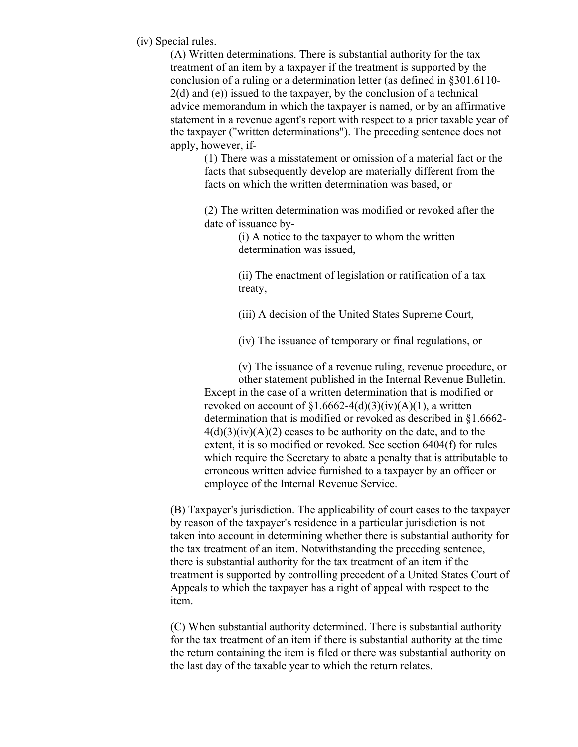(iv) Special rules.

(A) Written determinations. There is substantial authority for the tax treatment of an item by a taxpayer if the treatment is supported by the conclusion of a ruling or a determination letter (as defined in §301.6110-2(d) and (e)) issued to the taxpayer, by the conclusion of a technical advice memorandum in which the taxpayer is named, or by an affirmative statement in a revenue agent's report with respect to a prior taxable year of the taxpayer ("written determinations"). The preceding sentence does not apply, however, if-

(1) There was a misstatement or omission of a material fact or the facts that subsequently develop are materially different from the facts on which the written determination was based, or

(2) The written determination was modified or revoked after the date of issuance by-

(i) A notice to the taxpayer to whom the written determination was issued,

(ii) The enactment of legislation or ratification of a tax treaty,

(iii) A decision of the United States Supreme Court,

(iv) The issuance of temporary or final regulations, or

(v) The issuance of a revenue ruling, revenue procedure, or other statement published in the Internal Revenue Bulletin.

Except in the case of a written determination that is modified or revoked on account of §1.6662-4(d)(3)(iv)(A)(1), a written determination that is modified or revoked as described in §1.6662-4(d)(3)(iv)(A)(2) ceases to be authority on the date, and to the extent, it is so modified or revoked. See section 6404(f) for rules which require the Secretary to abate a penalty that is attributable to erroneous written advice furnished to a taxpayer by an officer or employee of the Internal Revenue Service.

(B) Taxpayer's jurisdiction. The applicability of court cases to the taxpayer by reason of the taxpayer's residence in a particular jurisdiction is not taken into account in determining whether there is substantial authority for the tax treatment of an item. Notwithstanding the preceding sentence, there is substantial authority for the tax treatment of an item if the treatment is supported by controlling precedent of a United States Court of Appeals to which the taxpayer has a right of appeal with respect to the item.

(C) When substantial authority determined. There is substantial authority for the tax treatment of an item if there is substantial authority at the time the return containing the item is filed or there was substantial authority on the last day of the taxable year to which the return relates.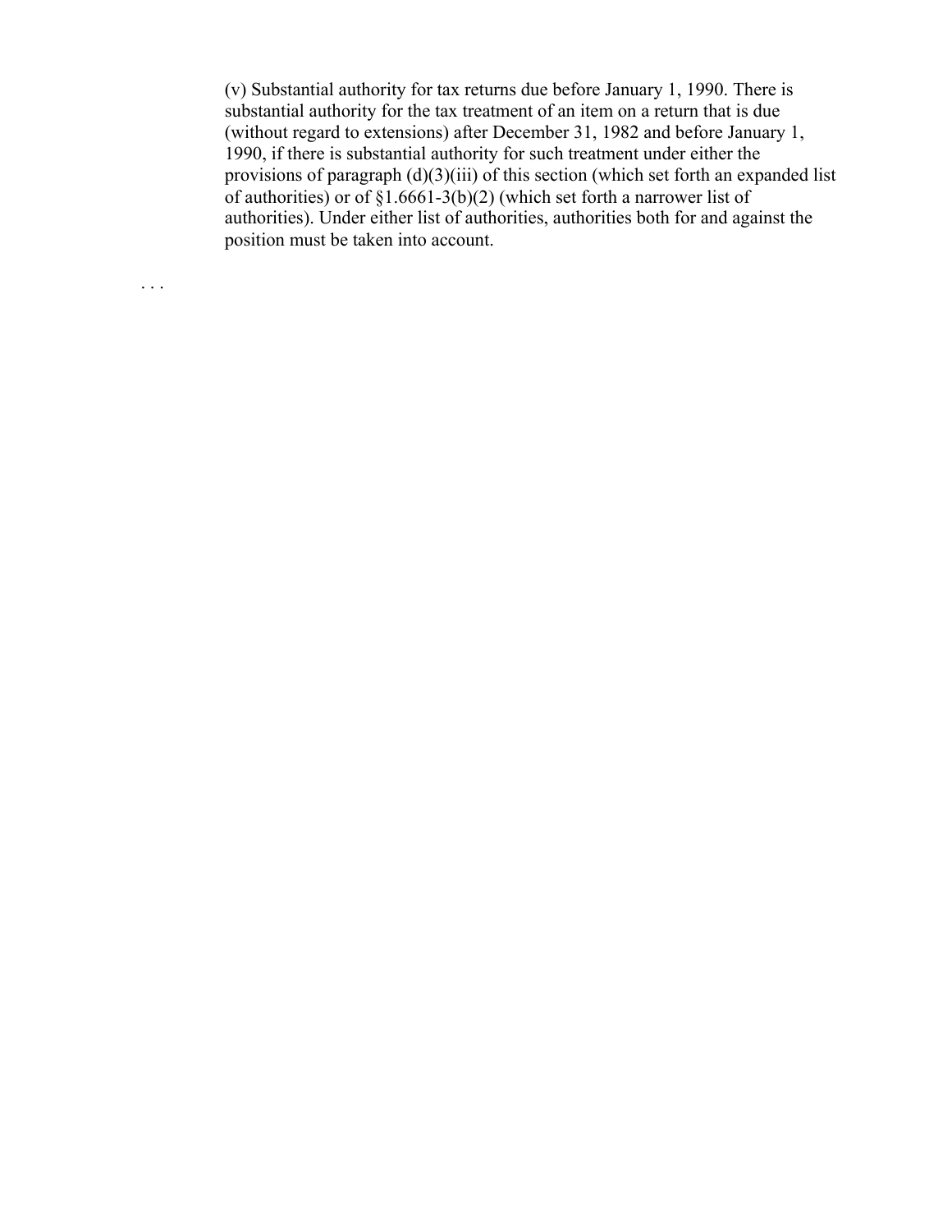(v) Substantial authority for tax returns due before January 1, 1990. There is substantial authority for the tax treatment of an item on a return that is due (without regard to extensions) after December 31, 1982 and before January 1, 1990, if there is substantial authority for such treatment under either the provisions of paragraph (d)(3)(iii) of this section (which set forth an expanded list of authorities) or of §1.6661-3(b)(2) (which set forth a narrower list of authorities). Under either list of authorities, authorities both for and against the position must be taken into account.

. . .